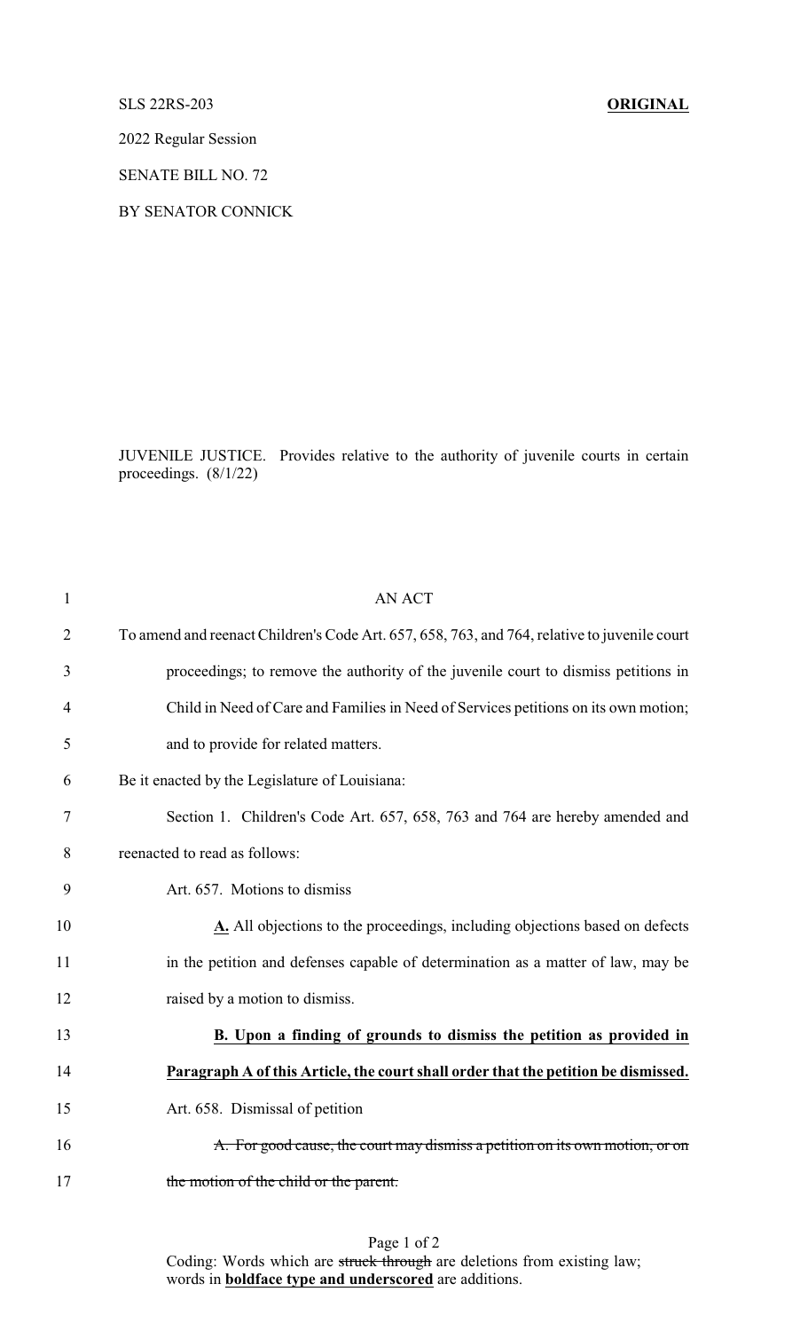SLS 22RS-203 **ORIGINAL**

2022 Regular Session

SENATE BILL NO. 72

BY SENATOR CONNICK

JUVENILE JUSTICE. Provides relative to the authority of juvenile courts in certain proceedings. (8/1/22)

AN ACT

To amend and reenact Children's Code Art. 657, 658, 763, and 764, relative to juvenile court proceedings; to remove the authority of the juvenile court to dismiss petitions in Child in Need of Care and Families in Need of Services petitions on its own motion; and to provide for related matters.

Be it enacted by the Legislature of Louisiana:

Section 1. Children's Code Art. 657, 658, 763 and 764 are hereby amended and reenacted to read as follows:

Art. 657. Motions to dismiss

**<u>A.</u>** All objections to the proceedings, including objections based on defects in the petition and defenses capable of determination as a matter of law, may be raised by a motion to dismiss.

**<u>B. Upon a finding of grounds to dismiss the petition as provided in Paragraph A of this Article, the court shall order that the petition be dismissed.</u>**

Art. 658. Dismissal of petition

~~A. For good cause, the court may dismiss a petition on its own motion, or on the motion of the child or the parent.~~

Coding: Words which are ~~struck through~~ are deletions from existing law; words in **<u>boldface type and underscored</u>** are additions.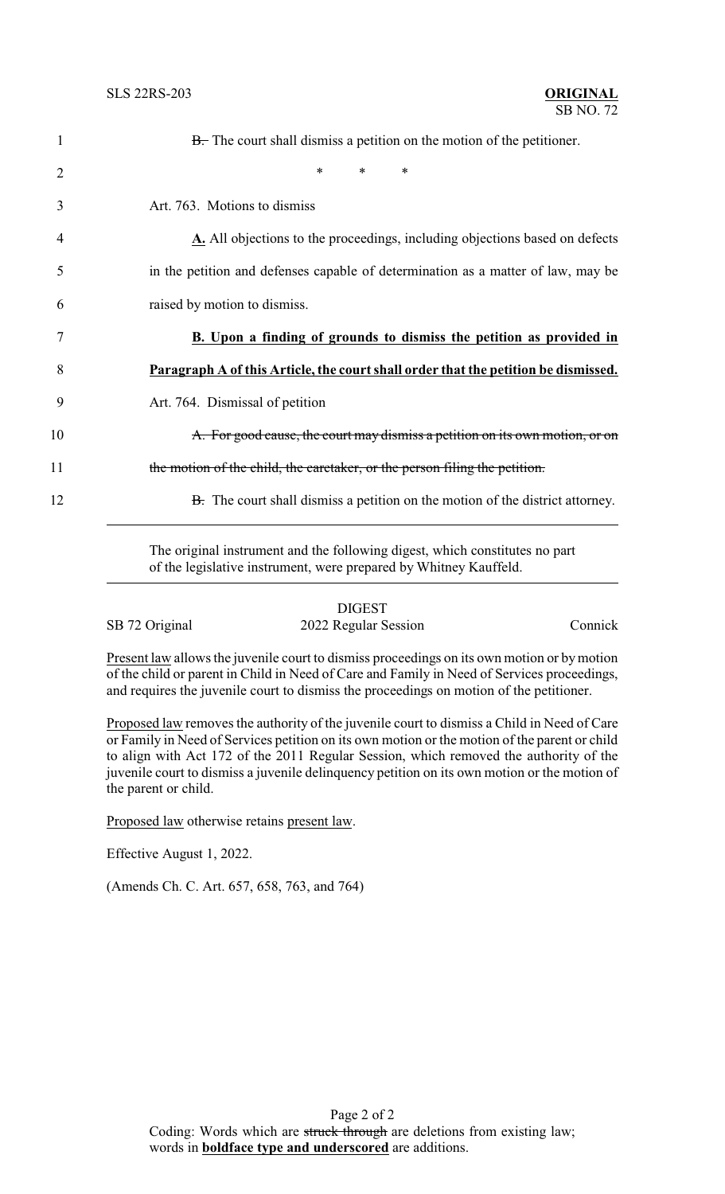B. The court shall dismiss a petition on the motion of the petitioner.

\* \* \*

Art. 763. Motions to dismiss

**A.** All objections to the proceedings, including objections based on defects in the petition and defenses capable of determination as a matter of law, may be raised by motion to dismiss.

**B. Upon a finding of grounds to dismiss the petition as provided in Paragraph A of this Article, the court shall order that the petition be dismissed.**

Art. 764. Dismissal of petition

~~A. For good cause, the court may dismiss a petition on its own motion, or on the motion of the child, the caretaker, or the person filing the petition.~~

~~B.~~ The court shall dismiss a petition on the motion of the district attorney.

The original instrument and the following digest, which constitutes no part of the legislative instrument, were prepared by Whitney Kauffeld.

DIGEST

SB 72 Original — 2022 Regular Session — Connick

Present law allows the juvenile court to dismiss proceedings on its own motion or by motion of the child or parent in Child in Need of Care and Family in Need of Services proceedings, and requires the juvenile court to dismiss the proceedings on motion of the petitioner.

Proposed law removes the authority of the juvenile court to dismiss a Child in Need of Care or Family in Need of Services petition on its own motion or the motion of the parent or child to align with Act 172 of the 2011 Regular Session, which removed the authority of the juvenile court to dismiss a juvenile delinquency petition on its own motion or the motion of the parent or child.

Proposed law otherwise retains present law.

Effective August 1, 2022.

(Amends Ch. C. Art. 657, 658, 763, and 764)

Coding: Words which are ~~struck through~~ are deletions from existing law; words in **boldface type and underscored** are additions.